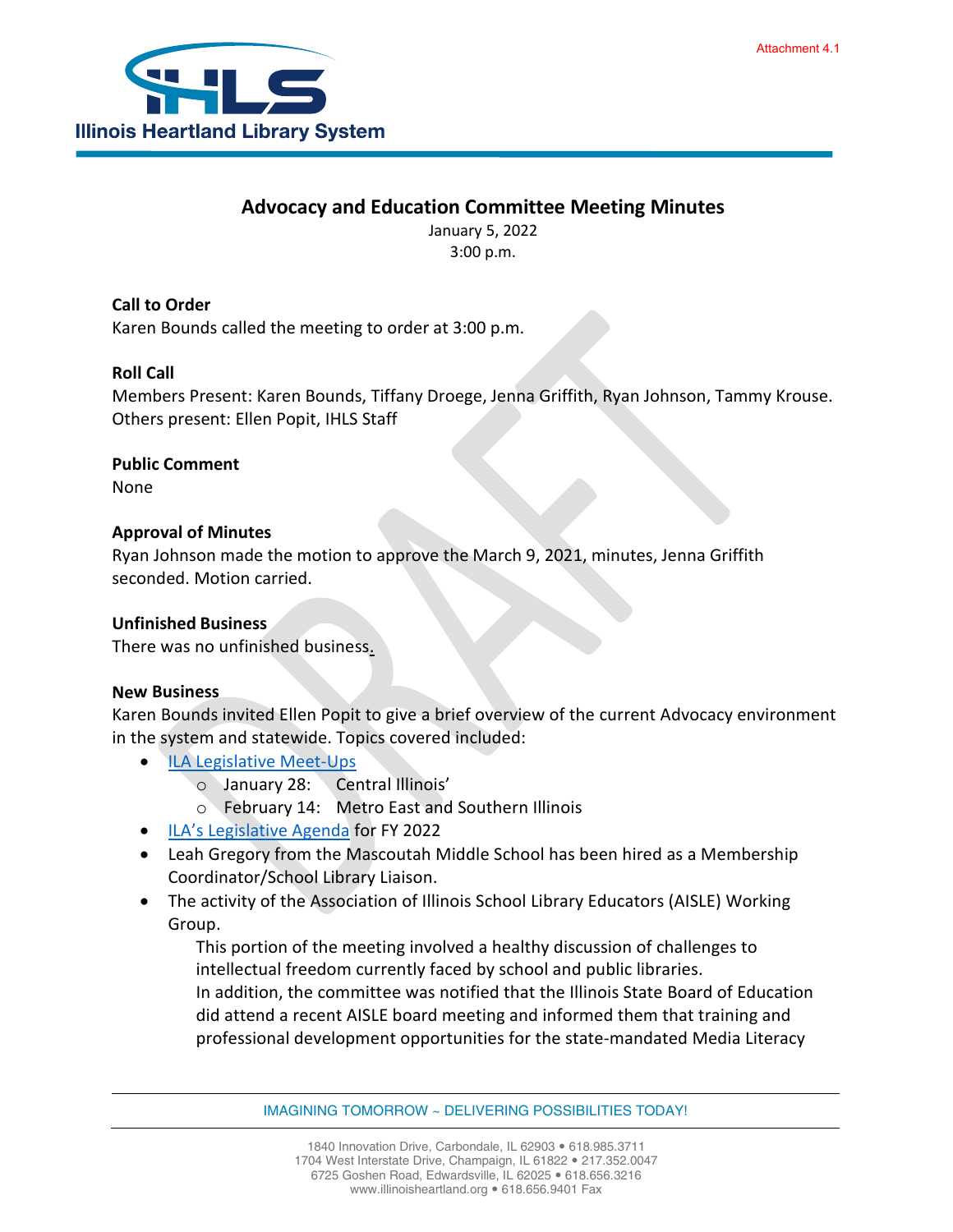Attachment 4.1

Illinois Heartland Library System

## Advocacy and Education Committee Meeting Minutes

January 5, 2022
3:00 p.m.

### Call to Order

Karen Bounds called the meeting to order at 3:00 p.m.

### Roll Call

Members Present: Karen Bounds, Tiffany Droege, Jenna Griffith, Ryan Johnson, Tammy Krouse.
Others present: Ellen Popit, IHLS Staff

### Public Comment

None

### Approval of Minutes

Ryan Johnson made the motion to approve the March 9, 2021, minutes, Jenna Griffith seconded. Motion carried.

### Unfinished Business

There was no unfinished business.

### New Business

Karen Bounds invited Ellen Popit to give a brief overview of the current Advocacy environment in the system and statewide. Topics covered included:

- ILA Legislative Meet-Ups
  - January 28: Central Illinois'
  - February 14: Metro East and Southern Illinois
- ILA's Legislative Agenda for FY 2022
- Leah Gregory from the Mascoutah Middle School has been hired as a Membership Coordinator/School Library Liaison.
- The activity of the Association of Illinois School Library Educators (AISLE) Working Group.

  This portion of the meeting involved a healthy discussion of challenges to intellectual freedom currently faced by school and public libraries.
  In addition, the committee was notified that the Illinois State Board of Education did attend a recent AISLE board meeting and informed them that training and professional development opportunities for the state-mandated Media Literacy

IMAGINING TOMORROW ~ DELIVERING POSSIBILITIES TODAY!

1840 Innovation Drive, Carbondale, IL 62903 • 618.985.3711
1704 West Interstate Drive, Champaign, IL 61822 • 217.352.0047
6725 Goshen Road, Edwardsville, IL 62025 • 618.656.3216
www.illinoisheartland.org • 618.656.9401 Fax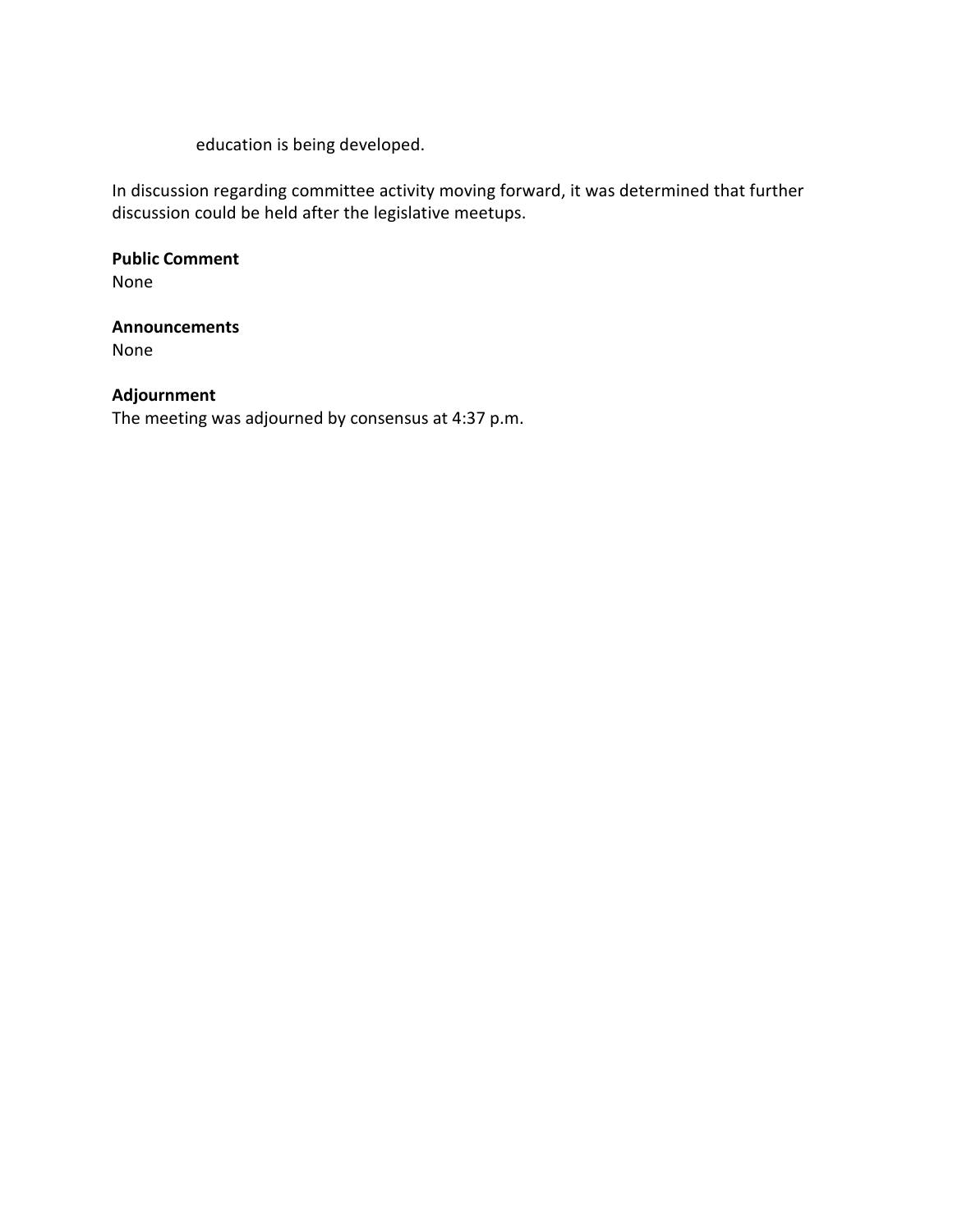education is being developed.

In discussion regarding committee activity moving forward, it was determined that further discussion could be held after the legislative meetups.

**Public Comment**
None

**Announcements**
None

**Adjournment**
The meeting was adjourned by consensus at 4:37 p.m.